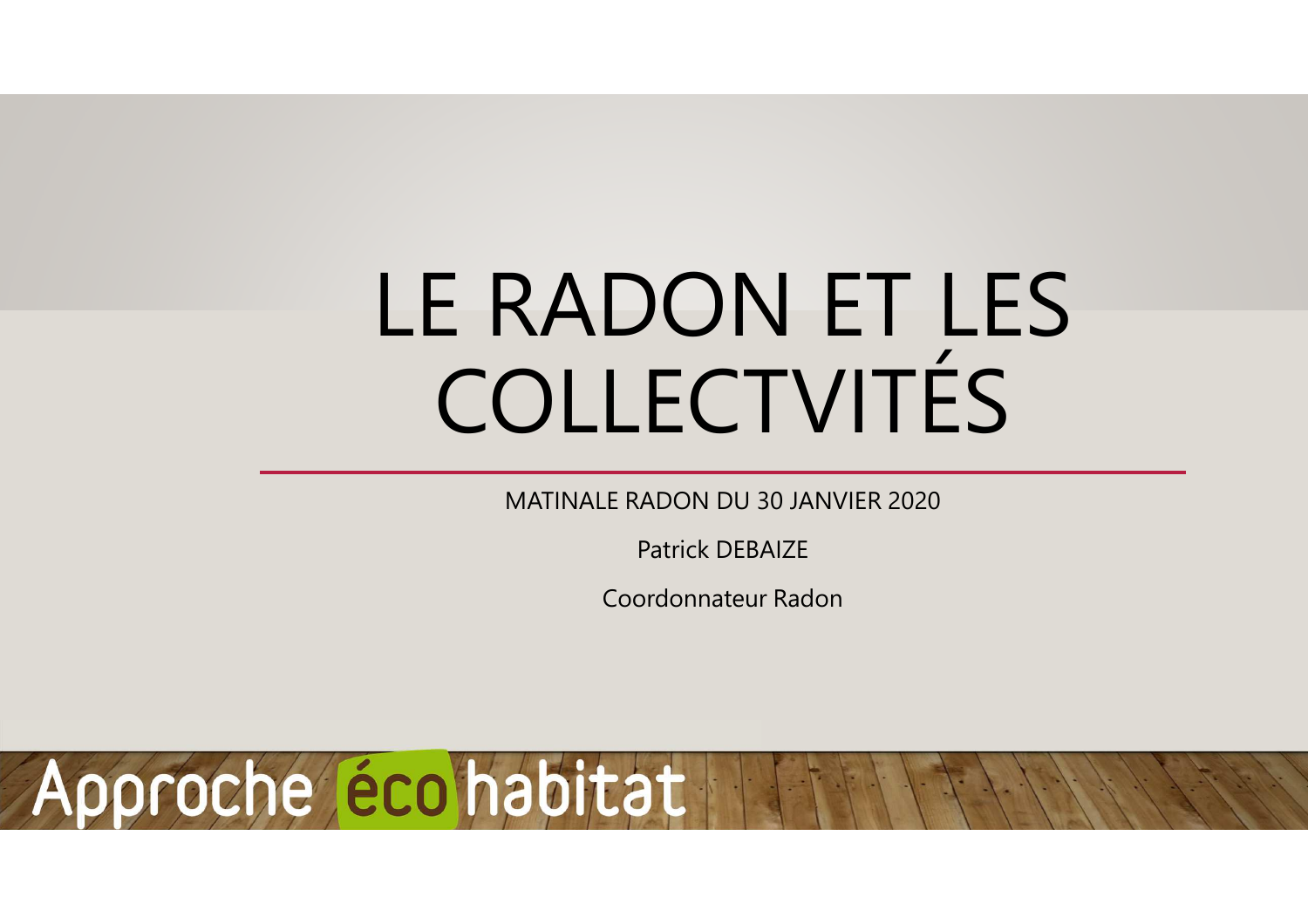# LE RADON ET LES COLLECTVITÉS

MATINALE RADON DU 30 JANVIER 2020

Patrick DEBAIZE

Coordonnateur Radon

Approche éco habitat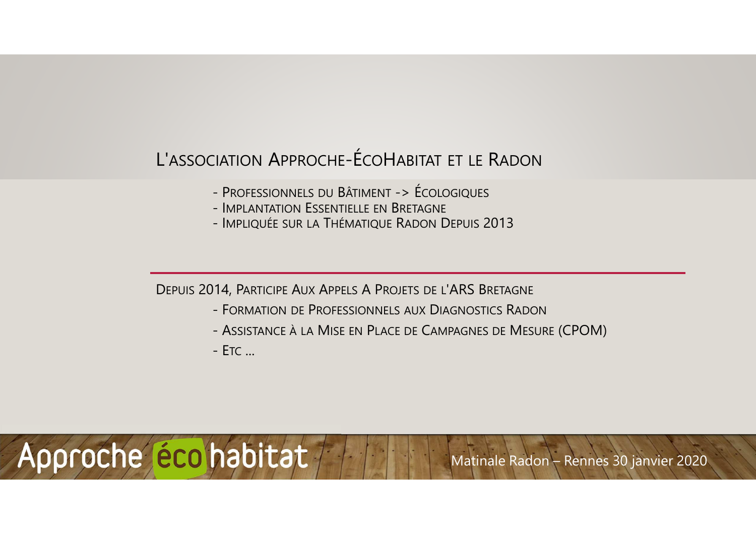# L'association Approche-ÉcoHabitat et le Radon

- Professionnels du Bâtiment -> Écologiques
- Implantation Essentielle en Bretagne
- Impliquée sur la Thématique Radon Depuis 2013

Depuis 2014, Participe Aux Appels A Projets de l'ARS Bretagne

- Formation de Professionnels aux Diagnostics Radon
- Assistance à la Mise en Place de Campagnes de Mesure (CPOM)
- Etc …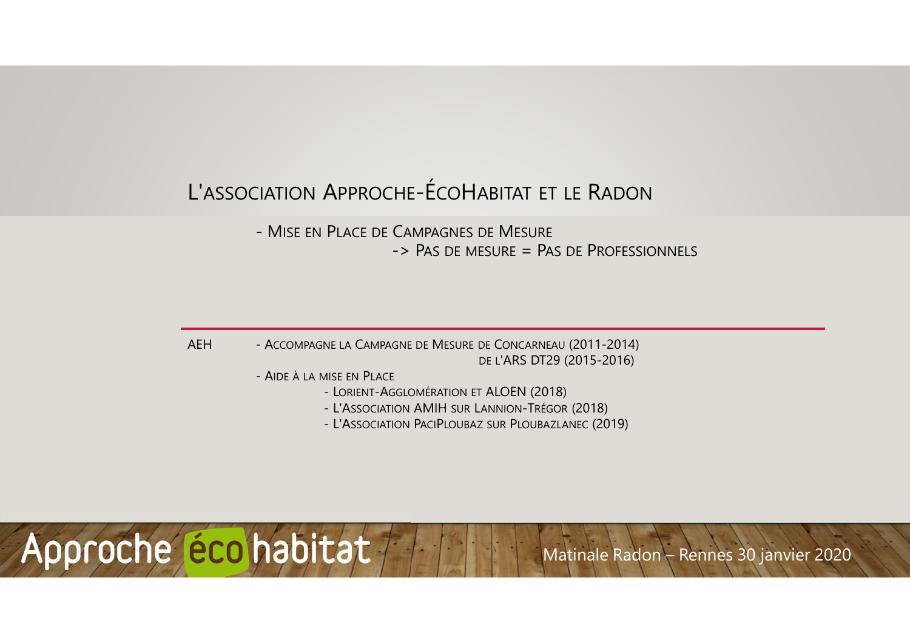# L'association Approche-ÉcoHabitat et le Radon

- Mise en Place de Campagnes de Mesure
  -> Pas de mesure = Pas de Professionnels

AEH

- Accompagne la Campagne de Mesure de Concarneau (2011-2014)
  de l'ARS DT29 (2015-2016)
- Aide à la mise en Place
  - Lorient-Agglomération et ALOEN (2018)
  - L'Association AMIH sur Lannion-Trégor (2018)
  - L'Association PaciPloubaz sur Ploubazlanec (2019)

Approche éco habitat

Matinale Radon – Rennes 30 janvier 2020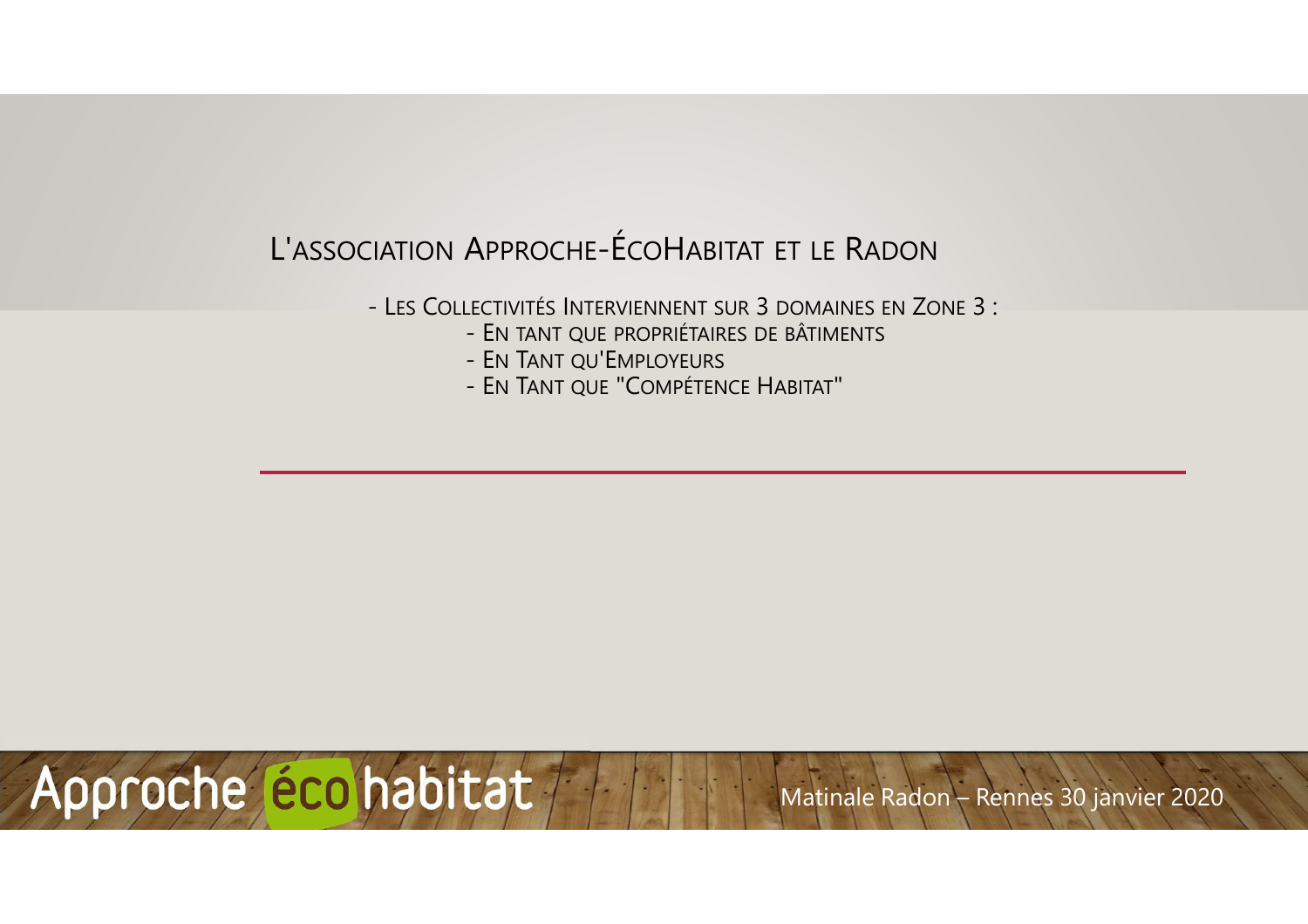# L'association Approche-ÉcoHabitat et le Radon

- Les Collectivités Interviennent sur 3 domaines en Zone 3 :
  - En tant que propriétaires de bâtiments
  - En Tant qu'Employeurs
  - En Tant que "Compétence Habitat"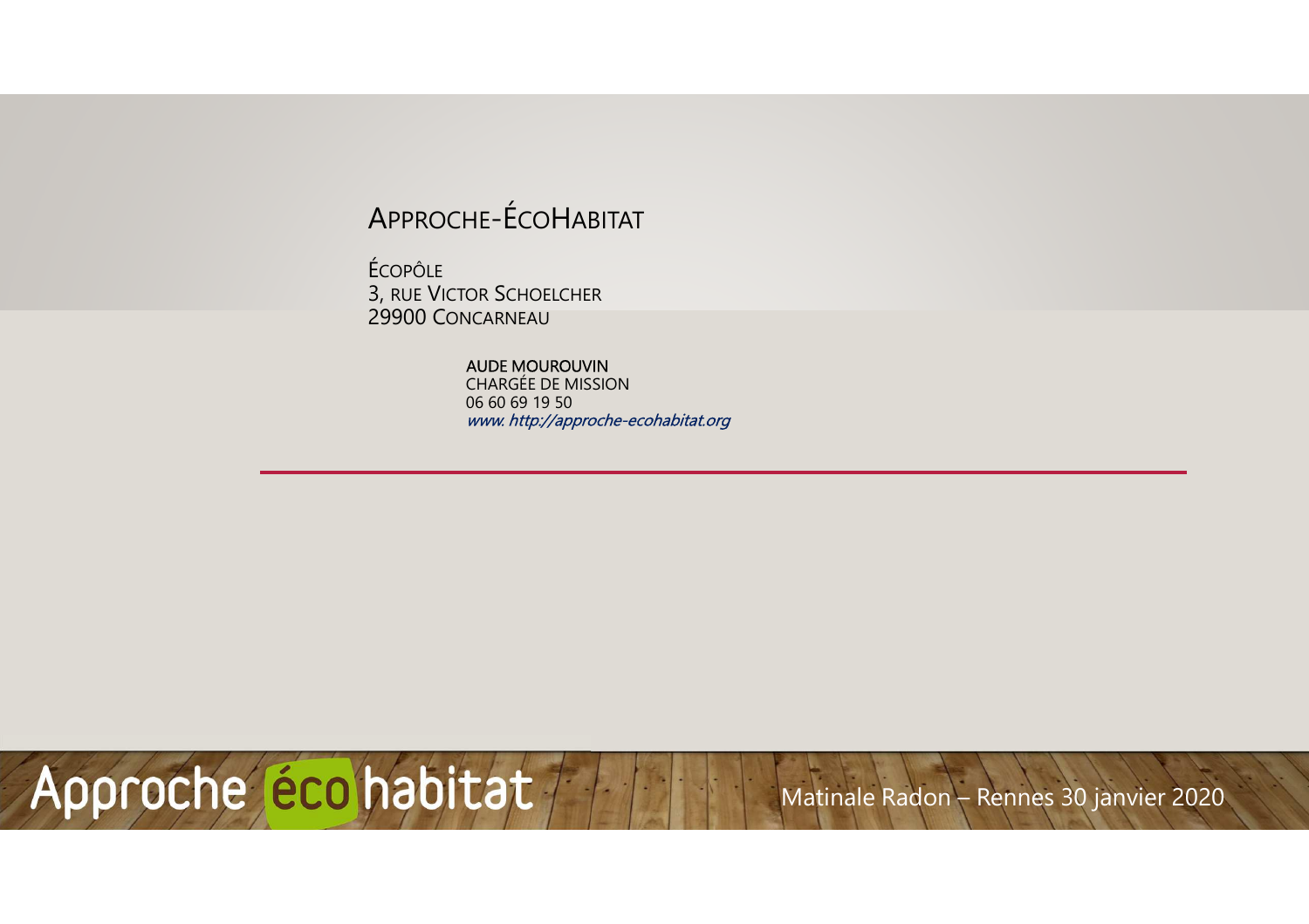## APPROCHE-ÉCOHABITAT

ÉCOPÔLE
3, RUE VICTOR SCHOELCHER
29900 CONCARNEAU

AUDE MOUROUVIN
CHARGÉE DE MISSION
06 60 69 19 50
*www. http://approche-ecohabitat.org*

Approche éco habitat

Matinale Radon – Rennes 30 janvier 2020